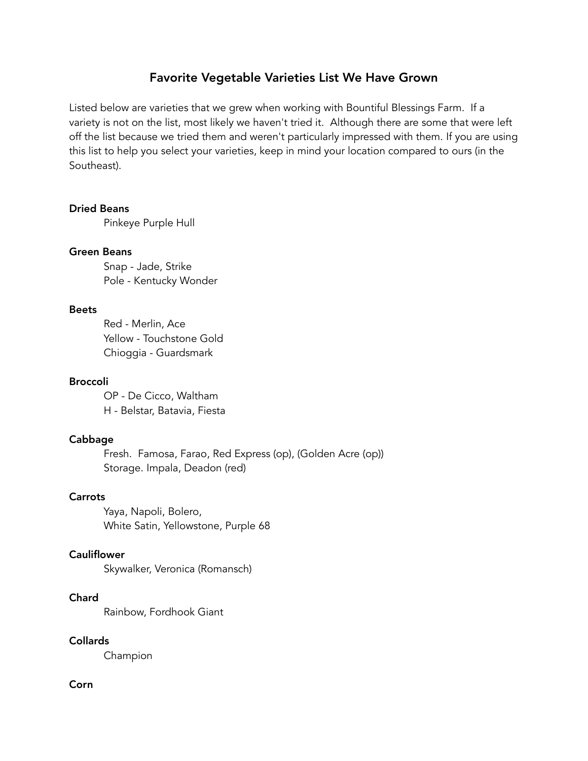# Favorite Vegetable Varieties List We Have Grown

Listed below are varieties that we grew when working with Bountiful Blessings Farm. If a variety is not on the list, most likely we haven't tried it. Although there are some that were left off the list because we tried them and weren't particularly impressed with them. If you are using this list to help you select your varieties, keep in mind your location compared to ours (in the Southeast).

**Dried Beans**

Pinkeye Purple Hull

**Green Beans**

Snap - Jade, Strike
Pole - Kentucky Wonder

**Beets**

Red - Merlin, Ace
Yellow - Touchstone Gold
Chioggia - Guardsmark

**Broccoli**

OP - De Cicco, Waltham
H - Belstar, Batavia, Fiesta

**Cabbage**

Fresh. Famosa, Farao, Red Express (op), (Golden Acre (op))
Storage. Impala, Deadon (red)

**Carrots**

Yaya, Napoli, Bolero,
White Satin, Yellowstone, Purple 68

**Cauliflower**

Skywalker, Veronica (Romansch)

**Chard**

Rainbow, Fordhook Giant

**Collards**

Champion

**Corn**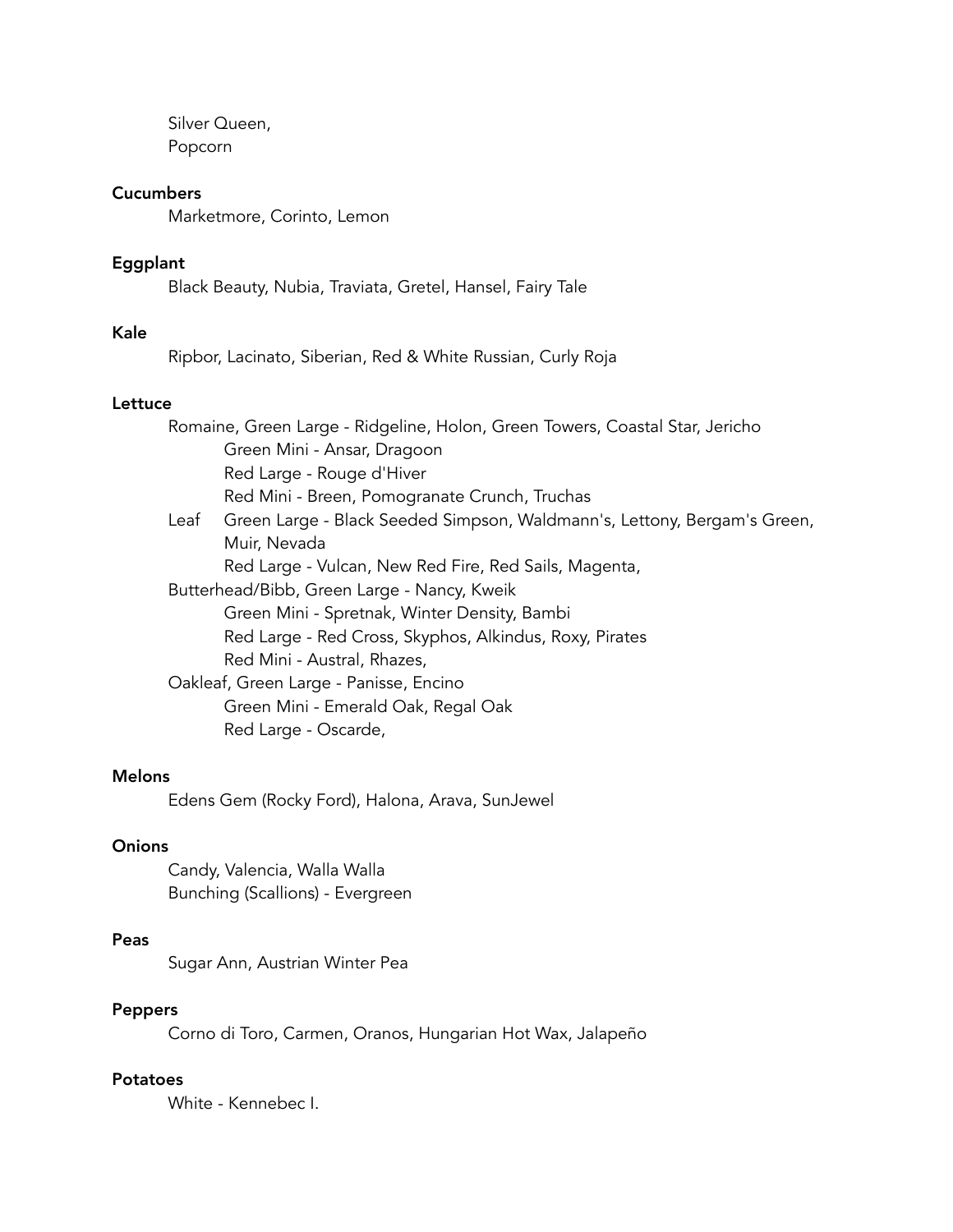Silver Queen,
Popcorn

**Cucumbers**

Marketmore, Corinto, Lemon

**Eggplant**

Black Beauty, Nubia, Traviata, Gretel, Hansel, Fairy Tale

**Kale**

Ripbor, Lacinato, Siberian, Red & White Russian, Curly Roja

**Lettuce**

Romaine, Green Large - Ridgeline, Holon, Green Towers, Coastal Star, Jericho
- Green Mini - Ansar, Dragoon
- Red Large - Rouge d'Hiver
- Red Mini - Breen, Pomogranate Crunch, Truchas

Leaf Green Large - Black Seeded Simpson, Waldmann's, Lettony, Bergam's Green, Muir, Nevada
- Red Large - Vulcan, New Red Fire, Red Sails, Magenta,

Butterhead/Bibb, Green Large - Nancy, Kweik
- Green Mini - Spretnak, Winter Density, Bambi
- Red Large - Red Cross, Skyphos, Alkindus, Roxy, Pirates
- Red Mini - Austral, Rhazes,

Oakleaf, Green Large - Panisse, Encino
- Green Mini - Emerald Oak, Regal Oak
- Red Large - Oscarde,

**Melons**

Edens Gem (Rocky Ford), Halona, Arava, SunJewel

**Onions**

Candy, Valencia, Walla Walla
Bunching (Scallions) - Evergreen

**Peas**

Sugar Ann, Austrian Winter Pea

**Peppers**

Corno di Toro, Carmen, Oranos, Hungarian Hot Wax, Jalapeño

**Potatoes**

White - Kennebec I.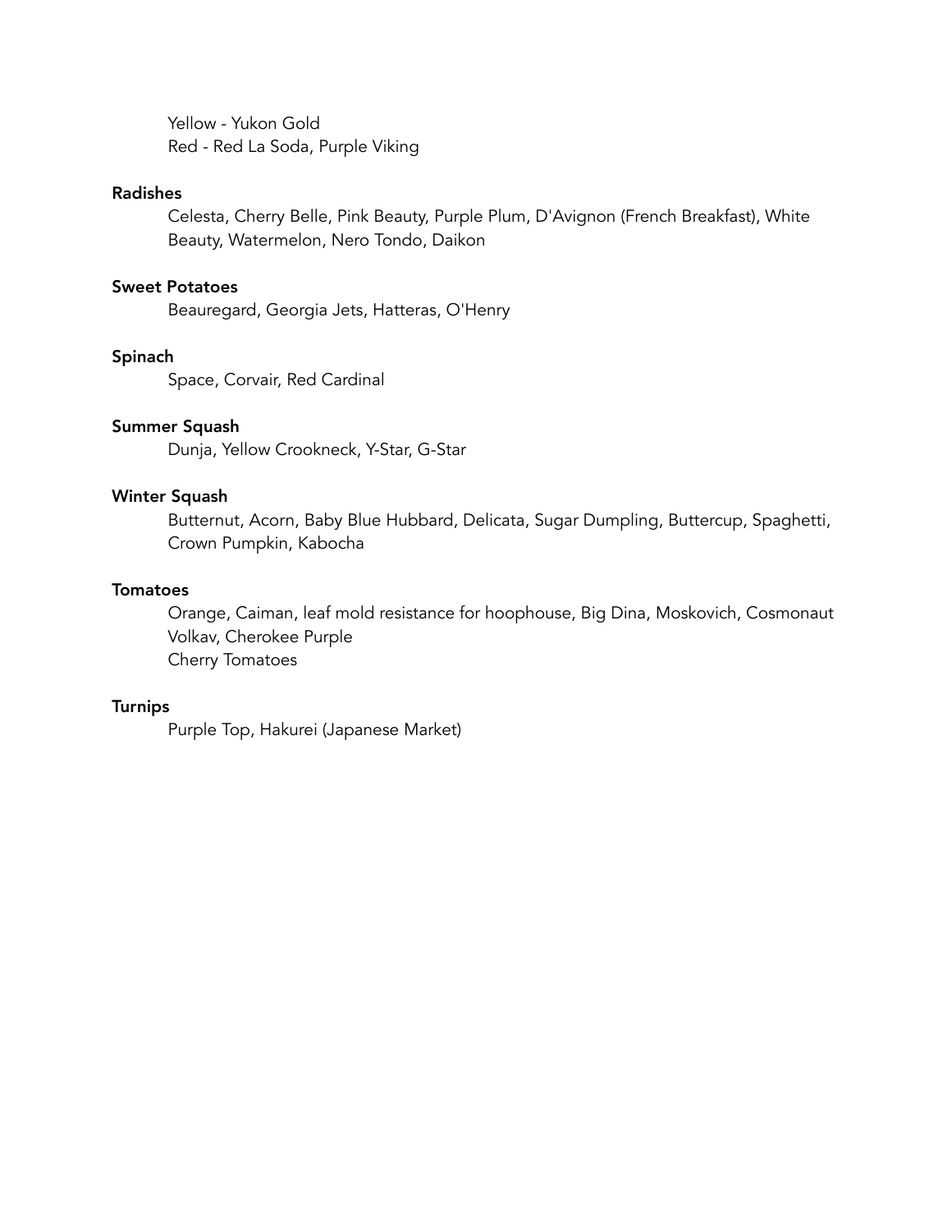Yellow - Yukon Gold
Red - Red La Soda, Purple Viking

**Radishes**

Celesta, Cherry Belle, Pink Beauty, Purple Plum, D'Avignon (French Breakfast), White Beauty, Watermelon, Nero Tondo, Daikon

**Sweet Potatoes**

Beauregard, Georgia Jets, Hatteras, O'Henry

**Spinach**

Space, Corvair, Red Cardinal

**Summer Squash**

Dunja, Yellow Crookneck, Y-Star, G-Star

**Winter Squash**

Butternut, Acorn, Baby Blue Hubbard, Delicata, Sugar Dumpling, Buttercup, Spaghetti, Crown Pumpkin, Kabocha

**Tomatoes**

Orange, Caiman, leaf mold resistance for hoophouse, Big Dina, Moskovich, Cosmonaut Volkav, Cherokee Purple
Cherry Tomatoes

**Turnips**

Purple Top, Hakurei (Japanese Market)